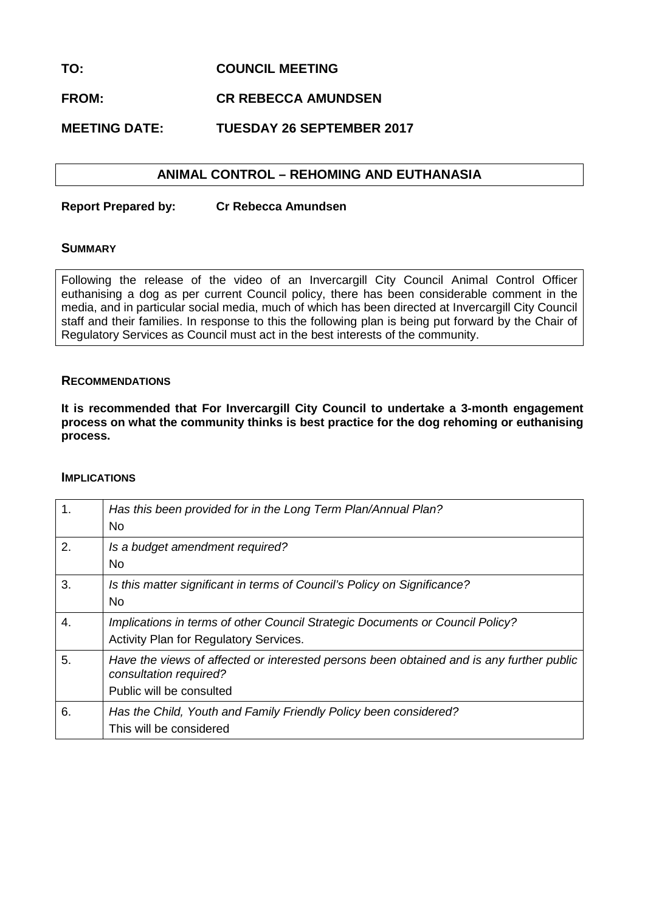**TO:** **COUNCIL MEETING**

**FROM:** **CR REBECCA AMUNDSEN**

**MEETING DATE:** **TUESDAY 26 SEPTEMBER 2017**

## ANIMAL CONTROL – REHOMING AND EUTHANASIA

**Report Prepared by:** **Cr Rebecca Amundsen**

### SUMMARY

Following the release of the video of an Invercargill City Council Animal Control Officer euthanising a dog as per current Council policy, there has been considerable comment in the media, and in particular social media, much of which has been directed at Invercargill City Council staff and their families. In response to this the following plan is being put forward by the Chair of Regulatory Services as Council must act in the best interests of the community.

### RECOMMENDATIONS

**It is recommended that For Invercargill City Council to undertake a 3-month engagement process on what the community thinks is best practice for the dog rehoming or euthanising process.**

### IMPLICATIONS

| | |
|---|---|
| 1. | *Has this been provided for in the Long Term Plan/Annual Plan?*<br>No |
| 2. | *Is a budget amendment required?*<br>No |
| 3. | *Is this matter significant in terms of Council's Policy on Significance?*<br>No |
| 4. | *Implications in terms of other Council Strategic Documents or Council Policy?*<br>Activity Plan for Regulatory Services. |
| 5. | *Have the views of affected or interested persons been obtained and is any further public consultation required?*<br>Public will be consulted |
| 6. | *Has the Child, Youth and Family Friendly Policy been considered?*<br>This will be considered |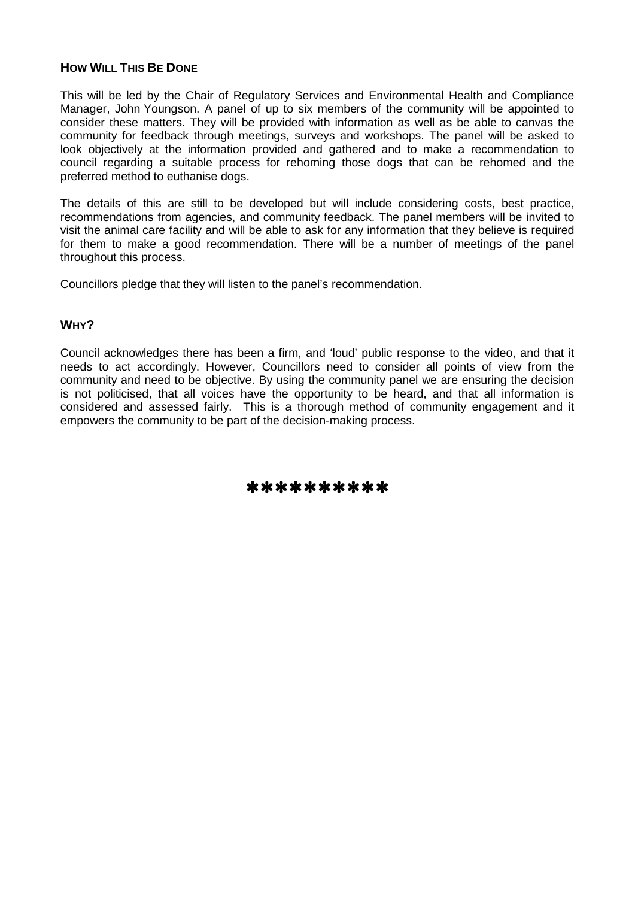## How Will This Be Done

This will be led by the Chair of Regulatory Services and Environmental Health and Compliance Manager, John Youngson. A panel of up to six members of the community will be appointed to consider these matters. They will be provided with information as well as be able to canvas the community for feedback through meetings, surveys and workshops. The panel will be asked to look objectively at the information provided and gathered and to make a recommendation to council regarding a suitable process for rehoming those dogs that can be rehomed and the preferred method to euthanise dogs.

The details of this are still to be developed but will include considering costs, best practice, recommendations from agencies, and community feedback. The panel members will be invited to visit the animal care facility and will be able to ask for any information that they believe is required for them to make a good recommendation. There will be a number of meetings of the panel throughout this process.

Councillors pledge that they will listen to the panel's recommendation.

## Why?

Council acknowledges there has been a firm, and 'loud' public response to the video, and that it needs to act accordingly. However, Councillors need to consider all points of view from the community and need to be objective. By using the community panel we are ensuring the decision is not politicised, that all voices have the opportunity to be heard, and that all information is considered and assessed fairly. This is a thorough method of community engagement and it empowers the community to be part of the decision-making process.

**********